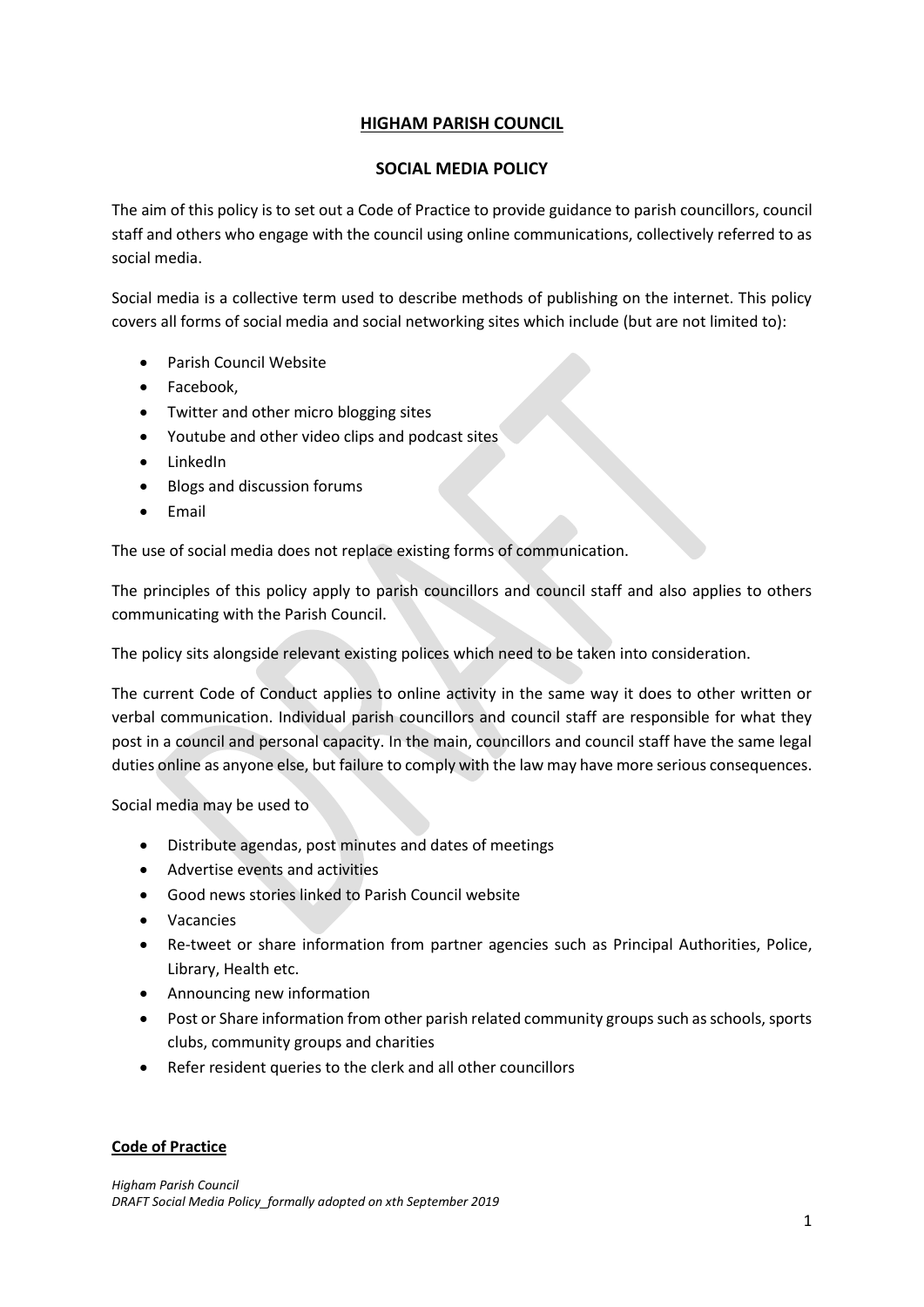# **HIGHAM PARISH COUNCIL**

## **SOCIAL MEDIA POLICY**

The aim of this policy is to set out a Code of Practice to provide guidance to parish councillors, council staff and others who engage with the council using online communications, collectively referred to as social media.

Social media is a collective term used to describe methods of publishing on the internet. This policy covers all forms of social media and social networking sites which include (but are not limited to):

- Parish Council Website
- Facebook,
- Twitter and other micro blogging sites
- Youtube and other video clips and podcast sites
- LinkedIn
- Blogs and discussion forums
- Email

The use of social media does not replace existing forms of communication.

The principles of this policy apply to parish councillors and council staff and also applies to others communicating with the Parish Council.

The policy sits alongside relevant existing polices which need to be taken into consideration.

The current Code of Conduct applies to online activity in the same way it does to other written or verbal communication. Individual parish councillors and council staff are responsible for what they post in a council and personal capacity. In the main, councillors and council staff have the same legal duties online as anyone else, but failure to comply with the law may have more serious consequences.

Social media may be used to

- Distribute agendas, post minutes and dates of meetings
- Advertise events and activities
- Good news stories linked to Parish Council website
- Vacancies
- Re-tweet or share information from partner agencies such as Principal Authorities, Police, Library, Health etc.
- Announcing new information
- Post or Share information from other parish related community groups such as schools, sports clubs, community groups and charities
- Refer resident queries to the clerk and all other councillors

### **Code of Practice**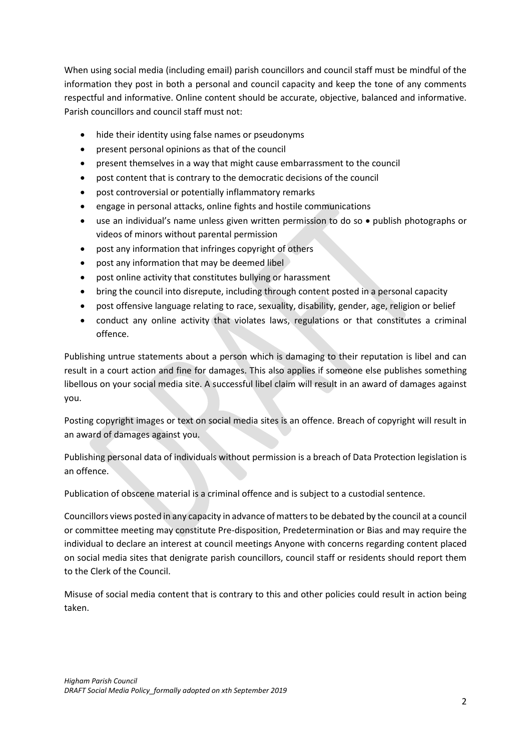When using social media (including email) parish councillors and council staff must be mindful of the information they post in both a personal and council capacity and keep the tone of any comments respectful and informative. Online content should be accurate, objective, balanced and informative. Parish councillors and council staff must not:

- hide their identity using false names or pseudonyms
- present personal opinions as that of the council
- present themselves in a way that might cause embarrassment to the council
- post content that is contrary to the democratic decisions of the council
- post controversial or potentially inflammatory remarks
- engage in personal attacks, online fights and hostile communications
- use an individual's name unless given written permission to do so • publish photographs or videos of minors without parental permission
- post any information that infringes copyright of others
- post any information that may be deemed libel
- post online activity that constitutes bullying or harassment
- bring the council into disrepute, including through content posted in a personal capacity
- post offensive language relating to race, sexuality, disability, gender, age, religion or belief
- conduct any online activity that violates laws, regulations or that constitutes a criminal offence.

Publishing untrue statements about a person which is damaging to their reputation is libel and can result in a court action and fine for damages. This also applies if someone else publishes something libellous on your social media site. A successful libel claim will result in an award of damages against you.

Posting copyright images or text on social media sites is an offence. Breach of copyright will result in an award of damages against you.

Publishing personal data of individuals without permission is a breach of Data Protection legislation is an offence.

Publication of obscene material is a criminal offence and is subject to a custodial sentence.

Councillors views posted in any capacity in advance of matters to be debated by the council at a council or committee meeting may constitute Pre-disposition, Predetermination or Bias and may require the individual to declare an interest at council meetings Anyone with concerns regarding content placed on social media sites that denigrate parish councillors, council staff or residents should report them to the Clerk of the Council.

Misuse of social media content that is contrary to this and other policies could result in action being taken.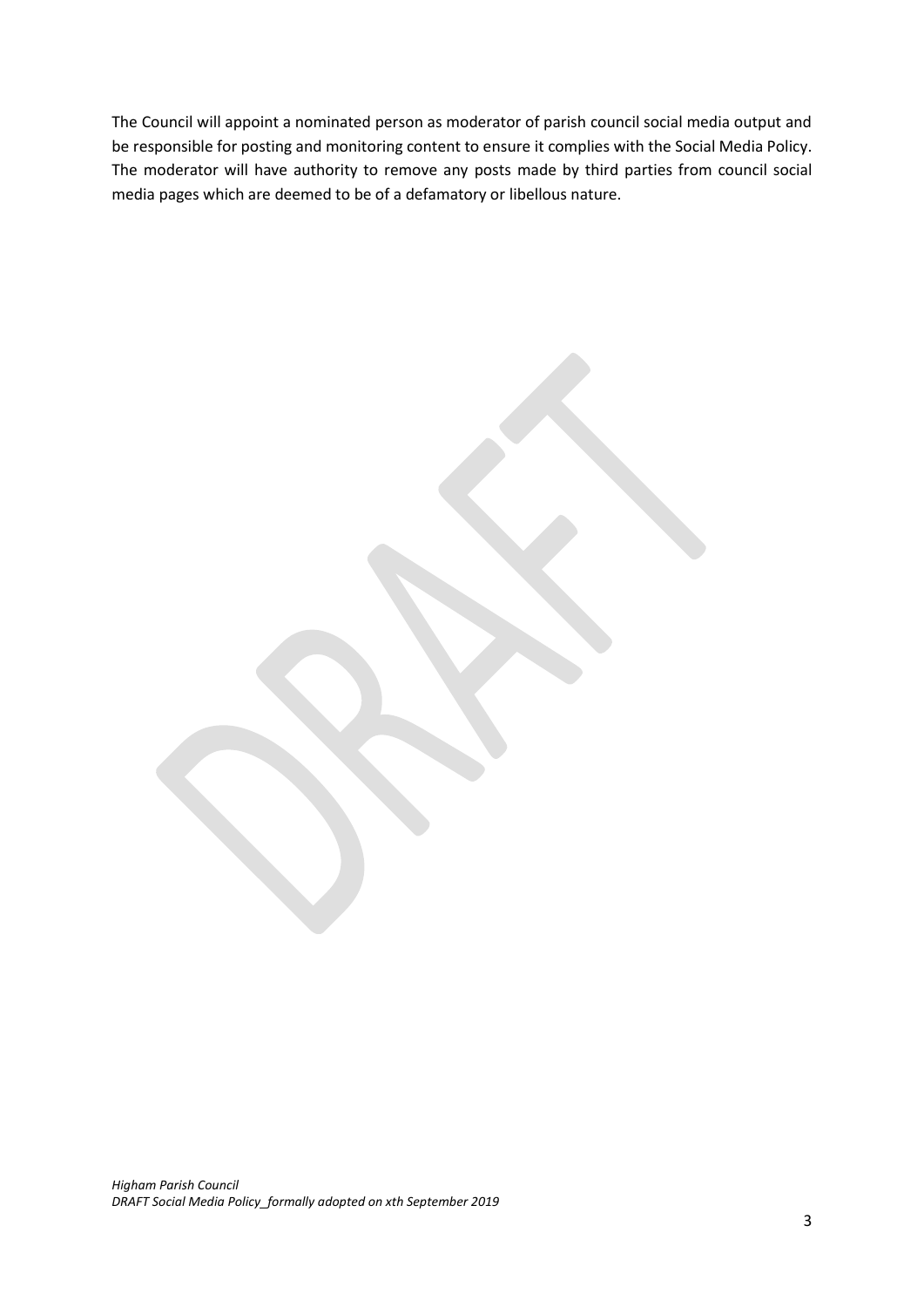The Council will appoint a nominated person as moderator of parish council social media output and be responsible for posting and monitoring content to ensure it complies with the Social Media Policy. The moderator will have authority to remove any posts made by third parties from council social media pages which are deemed to be of a defamatory or libellous nature.